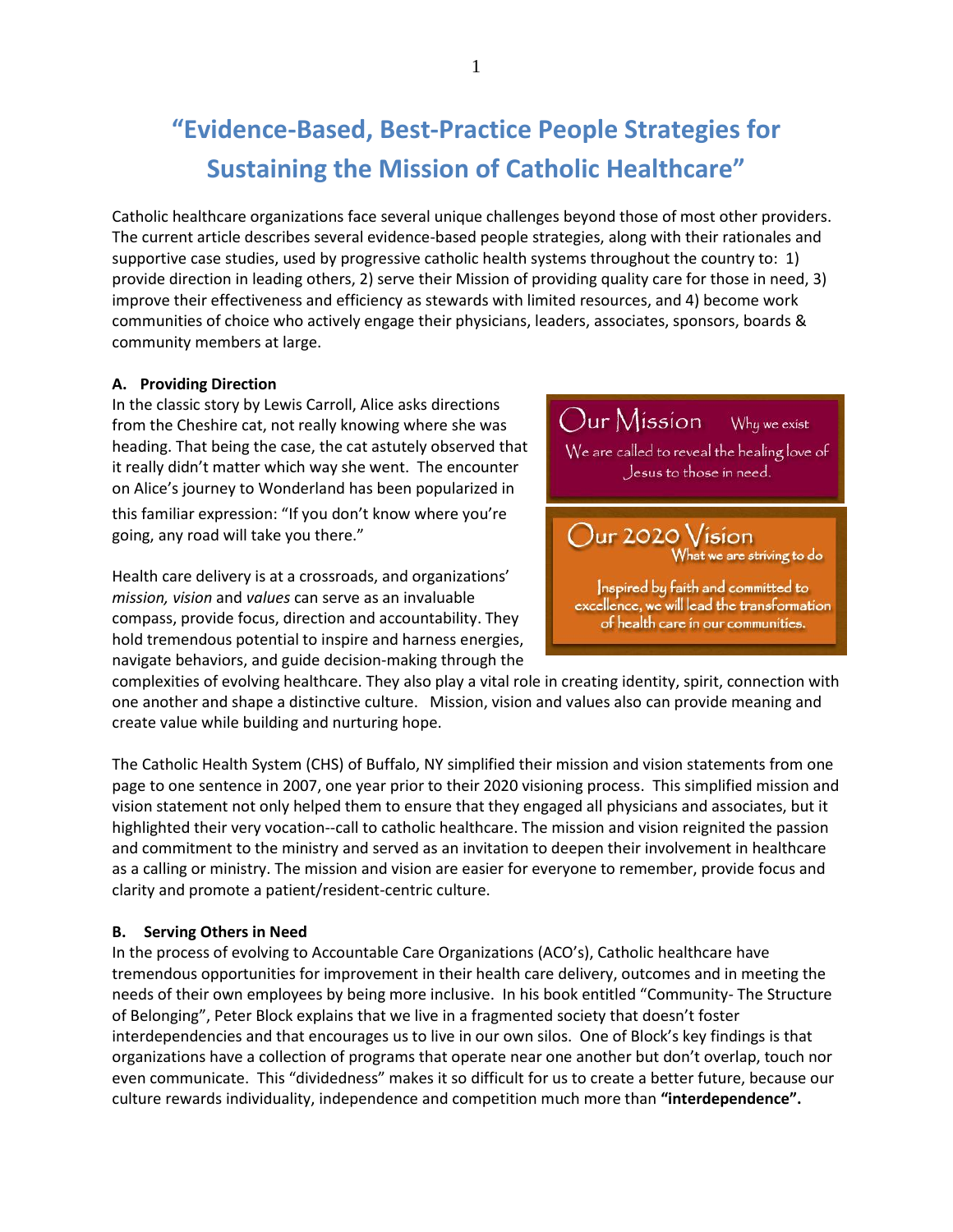# "Evidence-Based, Best-Practice People Strategies for Sustaining the Mission of Catholic Healthcare"

Catholic healthcare organizations face several unique challenges beyond those of most other providers. The current article describes several evidence-based people strategies, along with their rationales and supportive case studies, used by progressive catholic health systems throughout the country to: 1) provide direction in leading others, 2) serve their Mission of providing quality care for those in need, 3) improve their effectiveness and efficiency as stewards with limited resources, and 4) become work communities of choice who actively engage their physicians, leaders, associates, sponsors, boards & community members at large.

**A. Providing Direction**

In the classic story by Lewis Carroll, Alice asks directions from the Cheshire cat, not really knowing where she was heading. That being the case, the cat astutely observed that it really didn't matter which way she went. The encounter on Alice's journey to Wonderland has been popularized in this familiar expression: "If you don't know where you're going, any road will take you there."

Our Mission — Why we exist

We are called to reveal the healing love of Jesus to those in need.

Our 2020 Vision — What we are striving to do

Inspired by faith and committed to excellence, we will lead the transformation of health care in our communities.

Health care delivery is at a crossroads, and organizations' *mission, vision* and *values* can serve as an invaluable compass, provide focus, direction and accountability. They hold tremendous potential to inspire and harness energies, navigate behaviors, and guide decision-making through the complexities of evolving healthcare. They also play a vital role in creating identity, spirit, connection with one another and shape a distinctive culture. Mission, vision and values also can provide meaning and create value while building and nurturing hope.

The Catholic Health System (CHS) of Buffalo, NY simplified their mission and vision statements from one page to one sentence in 2007, one year prior to their 2020 visioning process. This simplified mission and vision statement not only helped them to ensure that they engaged all physicians and associates, but it highlighted their very vocation--call to catholic healthcare. The mission and vision reignited the passion and commitment to the ministry and served as an invitation to deepen their involvement in healthcare as a calling or ministry. The mission and vision are easier for everyone to remember, provide focus and clarity and promote a patient/resident-centric culture.

**B. Serving Others in Need**

In the process of evolving to Accountable Care Organizations (ACO's), Catholic healthcare have tremendous opportunities for improvement in their health care delivery, outcomes and in meeting the needs of their own employees by being more inclusive. In his book entitled "Community- The Structure of Belonging", Peter Block explains that we live in a fragmented society that doesn't foster interdependencies and that encourages us to live in our own silos. One of Block's key findings is that organizations have a collection of programs that operate near one another but don't overlap, touch nor even communicate. This "dividedness" makes it so difficult for us to create a better future, because our culture rewards individuality, independence and competition much more than **"interdependence".**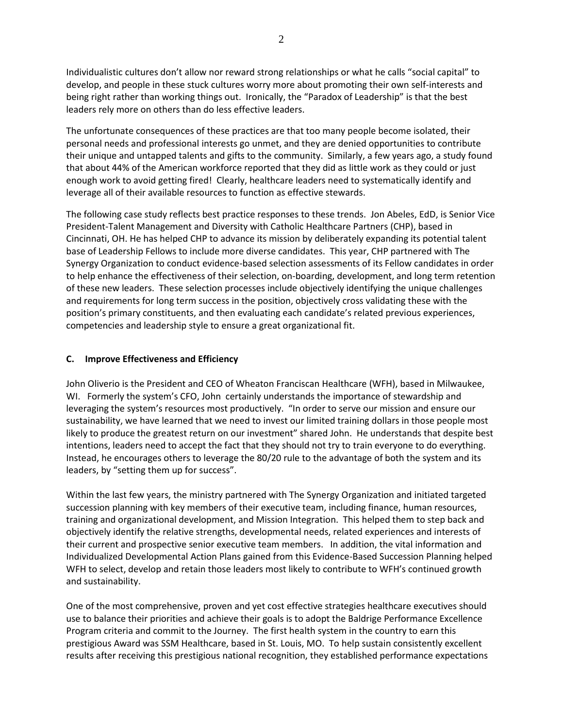Individualistic cultures don't allow nor reward strong relationships or what he calls "social capital" to develop, and people in these stuck cultures worry more about promoting their own self-interests and being right rather than working things out. Ironically, the "Paradox of Leadership" is that the best leaders rely more on others than do less effective leaders.

The unfortunate consequences of these practices are that too many people become isolated, their personal needs and professional interests go unmet, and they are denied opportunities to contribute their unique and untapped talents and gifts to the community. Similarly, a few years ago, a study found that about 44% of the American workforce reported that they did as little work as they could or just enough work to avoid getting fired! Clearly, healthcare leaders need to systematically identify and leverage all of their available resources to function as effective stewards.

The following case study reflects best practice responses to these trends. Jon Abeles, EdD, is Senior Vice President-Talent Management and Diversity with Catholic Healthcare Partners (CHP), based in Cincinnati, OH. He has helped CHP to advance its mission by deliberately expanding its potential talent base of Leadership Fellows to include more diverse candidates. This year, CHP partnered with The Synergy Organization to conduct evidence-based selection assessments of its Fellow candidates in order to help enhance the effectiveness of their selection, on-boarding, development, and long term retention of these new leaders. These selection processes include objectively identifying the unique challenges and requirements for long term success in the position, objectively cross validating these with the position's primary constituents, and then evaluating each candidate's related previous experiences, competencies and leadership style to ensure a great organizational fit.

## C. Improve Effectiveness and Efficiency

John Oliverio is the President and CEO of Wheaton Franciscan Healthcare (WFH), based in Milwaukee, WI. Formerly the system's CFO, John certainly understands the importance of stewardship and leveraging the system's resources most productively. "In order to serve our mission and ensure our sustainability, we have learned that we need to invest our limited training dollars in those people most likely to produce the greatest return on our investment" shared John. He understands that despite best intentions, leaders need to accept the fact that they should not try to train everyone to do everything. Instead, he encourages others to leverage the 80/20 rule to the advantage of both the system and its leaders, by "setting them up for success".

Within the last few years, the ministry partnered with The Synergy Organization and initiated targeted succession planning with key members of their executive team, including finance, human resources, training and organizational development, and Mission Integration. This helped them to step back and objectively identify the relative strengths, developmental needs, related experiences and interests of their current and prospective senior executive team members. In addition, the vital information and Individualized Developmental Action Plans gained from this Evidence-Based Succession Planning helped WFH to select, develop and retain those leaders most likely to contribute to WFH's continued growth and sustainability.

One of the most comprehensive, proven and yet cost effective strategies healthcare executives should use to balance their priorities and achieve their goals is to adopt the Baldrige Performance Excellence Program criteria and commit to the Journey. The first health system in the country to earn this prestigious Award was SSM Healthcare, based in St. Louis, MO. To help sustain consistently excellent results after receiving this prestigious national recognition, they established performance expectations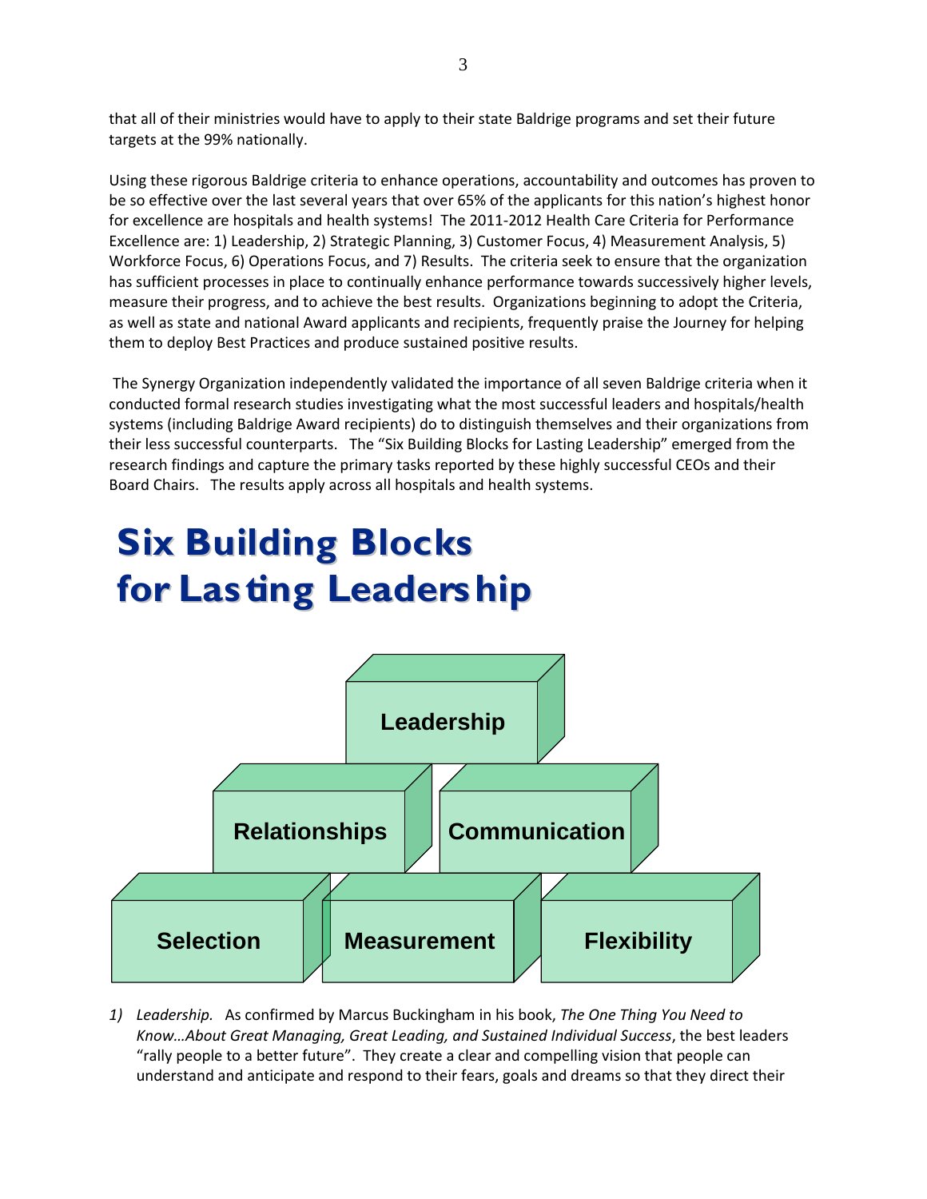that all of their ministries would have to apply to their state Baldrige programs and set their future targets at the 99% nationally.

Using these rigorous Baldrige criteria to enhance operations, accountability and outcomes has proven to be so effective over the last several years that over 65% of the applicants for this nation's highest honor for excellence are hospitals and health systems! The 2011-2012 Health Care Criteria for Performance Excellence are: 1) Leadership, 2) Strategic Planning, 3) Customer Focus, 4) Measurement Analysis, 5) Workforce Focus, 6) Operations Focus, and 7) Results. The criteria seek to ensure that the organization has sufficient processes in place to continually enhance performance towards successively higher levels, measure their progress, and to achieve the best results. Organizations beginning to adopt the Criteria, as well as state and national Award applicants and recipients, frequently praise the Journey for helping them to deploy Best Practices and produce sustained positive results.

The Synergy Organization independently validated the importance of all seven Baldrige criteria when it conducted formal research studies investigating what the most successful leaders and hospitals/health systems (including Baldrige Award recipients) do to distinguish themselves and their organizations from their less successful counterparts. The "Six Building Blocks for Lasting Leadership" emerged from the research findings and capture the primary tasks reported by these highly successful CEOs and their Board Chairs. The results apply across all hospitals and health systems.

# Six Building Blocks for Lasting Leadership

Leadership

Relationships | Communication

Selection | Measurement | Flexibility

1) *Leadership.* As confirmed by Marcus Buckingham in his book, *The One Thing You Need to Know…About Great Managing, Great Leading, and Sustained Individual Success*, the best leaders "rally people to a better future". They create a clear and compelling vision that people can understand and anticipate and respond to their fears, goals and dreams so that they direct their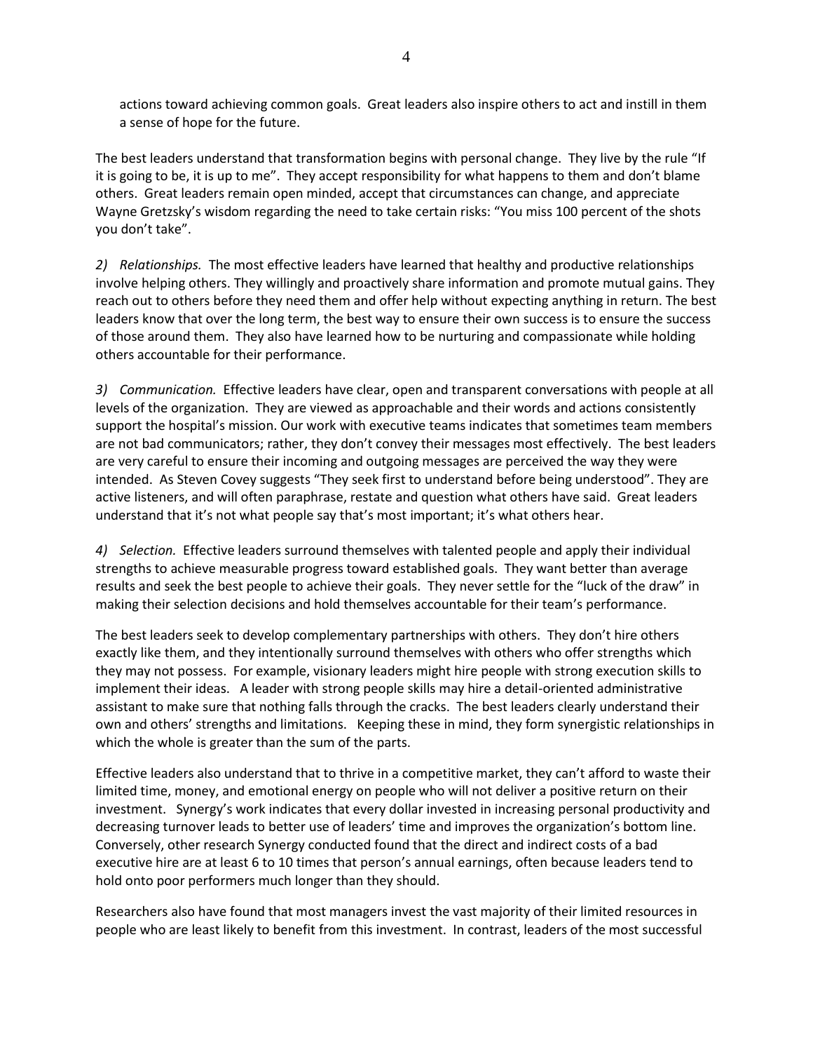actions toward achieving common goals. Great leaders also inspire others to act and instill in them a sense of hope for the future.

The best leaders understand that transformation begins with personal change. They live by the rule "If it is going to be, it is up to me". They accept responsibility for what happens to them and don't blame others. Great leaders remain open minded, accept that circumstances can change, and appreciate Wayne Gretzsky's wisdom regarding the need to take certain risks: "You miss 100 percent of the shots you don't take".

*2) Relationships.* The most effective leaders have learned that healthy and productive relationships involve helping others. They willingly and proactively share information and promote mutual gains. They reach out to others before they need them and offer help without expecting anything in return. The best leaders know that over the long term, the best way to ensure their own success is to ensure the success of those around them. They also have learned how to be nurturing and compassionate while holding others accountable for their performance.

*3) Communication.* Effective leaders have clear, open and transparent conversations with people at all levels of the organization. They are viewed as approachable and their words and actions consistently support the hospital's mission. Our work with executive teams indicates that sometimes team members are not bad communicators; rather, they don't convey their messages most effectively. The best leaders are very careful to ensure their incoming and outgoing messages are perceived the way they were intended. As Steven Covey suggests "They seek first to understand before being understood". They are active listeners, and will often paraphrase, restate and question what others have said. Great leaders understand that it's not what people say that's most important; it's what others hear.

*4) Selection.* Effective leaders surround themselves with talented people and apply their individual strengths to achieve measurable progress toward established goals. They want better than average results and seek the best people to achieve their goals. They never settle for the "luck of the draw" in making their selection decisions and hold themselves accountable for their team's performance.

The best leaders seek to develop complementary partnerships with others. They don't hire others exactly like them, and they intentionally surround themselves with others who offer strengths which they may not possess. For example, visionary leaders might hire people with strong execution skills to implement their ideas. A leader with strong people skills may hire a detail-oriented administrative assistant to make sure that nothing falls through the cracks. The best leaders clearly understand their own and others' strengths and limitations. Keeping these in mind, they form synergistic relationships in which the whole is greater than the sum of the parts.

Effective leaders also understand that to thrive in a competitive market, they can't afford to waste their limited time, money, and emotional energy on people who will not deliver a positive return on their investment. Synergy's work indicates that every dollar invested in increasing personal productivity and decreasing turnover leads to better use of leaders' time and improves the organization's bottom line. Conversely, other research Synergy conducted found that the direct and indirect costs of a bad executive hire are at least 6 to 10 times that person's annual earnings, often because leaders tend to hold onto poor performers much longer than they should.

Researchers also have found that most managers invest the vast majority of their limited resources in people who are least likely to benefit from this investment. In contrast, leaders of the most successful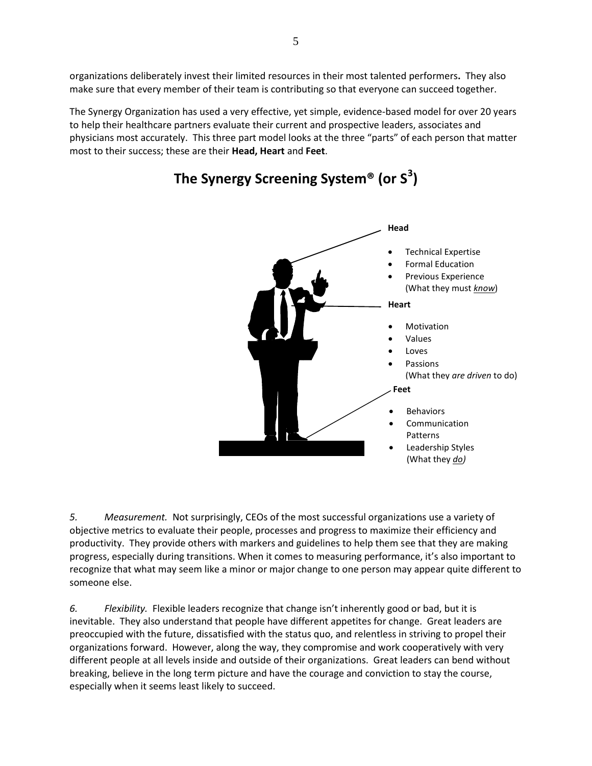organizations deliberately invest their limited resources in their most talented performers**.** They also make sure that every member of their team is contributing so that everyone can succeed together.

The Synergy Organization has used a very effective, yet simple, evidence-based model for over 20 years to help their healthcare partners evaluate their current and prospective leaders, associates and physicians most accurately. This three part model looks at the three "parts" of each person that matter most to their success; these are their **Head, Heart** and **Feet**.

## The Synergy Screening System® (or S$^3$)

**Head**

- Technical Expertise
- Formal Education
- Previous Experience (What they must ***know***)

**Heart**

- Motivation
- Values
- Loves
- Passions (What they *are driven* to do)

**Feet**

- Behaviors
- Communication Patterns
- Leadership Styles (What they ***do***)

*5. Measurement.* Not surprisingly, CEOs of the most successful organizations use a variety of objective metrics to evaluate their people, processes and progress to maximize their efficiency and productivity. They provide others with markers and guidelines to help them see that they are making progress, especially during transitions. When it comes to measuring performance, it's also important to recognize that what may seem like a minor or major change to one person may appear quite different to someone else.

*6. Flexibility.* Flexible leaders recognize that change isn't inherently good or bad, but it is inevitable. They also understand that people have different appetites for change. Great leaders are preoccupied with the future, dissatisfied with the status quo, and relentless in striving to propel their organizations forward. However, along the way, they compromise and work cooperatively with very different people at all levels inside and outside of their organizations. Great leaders can bend without breaking, believe in the long term picture and have the courage and conviction to stay the course, especially when it seems least likely to succeed.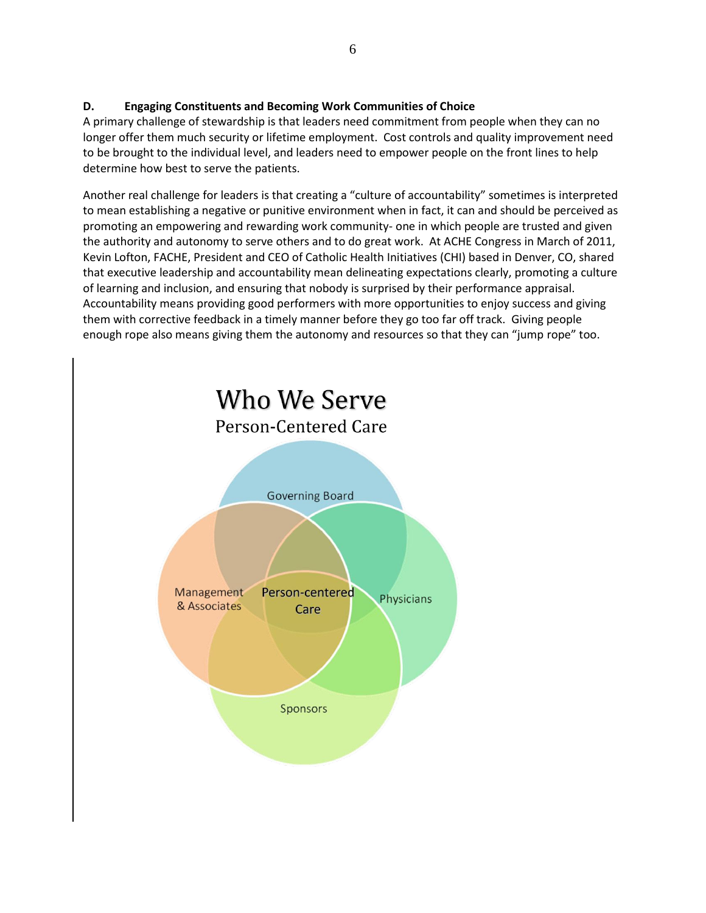**D. Engaging Constituents and Becoming Work Communities of Choice**

A primary challenge of stewardship is that leaders need commitment from people when they can no longer offer them much security or lifetime employment. Cost controls and quality improvement need to be brought to the individual level, and leaders need to empower people on the front lines to help determine how best to serve the patients.

Another real challenge for leaders is that creating a "culture of accountability" sometimes is interpreted to mean establishing a negative or punitive environment when in fact, it can and should be perceived as promoting an empowering and rewarding work community- one in which people are trusted and given the authority and autonomy to serve others and to do great work. At ACHE Congress in March of 2011, Kevin Lofton, FACHE, President and CEO of Catholic Health Initiatives (CHI) based in Denver, CO, shared that executive leadership and accountability mean delineating expectations clearly, promoting a culture of learning and inclusion, and ensuring that nobody is surprised by their performance appraisal. Accountability means providing good performers with more opportunities to enjoy success and giving them with corrective feedback in a timely manner before they go too far off track. Giving people enough rope also means giving them the autonomy and resources so that they can "jump rope" too.

Who We Serve

Person-Centered Care

Governing Board

Management & Associates

Person-centered Care

Physicians

Sponsors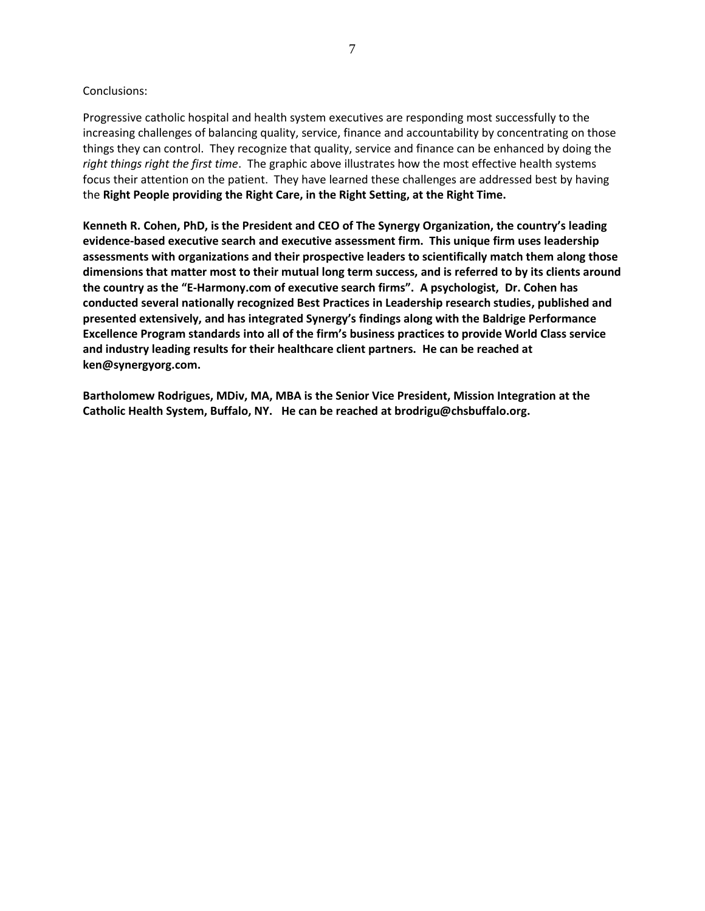Conclusions:

Progressive catholic hospital and health system executives are responding most successfully to the increasing challenges of balancing quality, service, finance and accountability by concentrating on those things they can control. They recognize that quality, service and finance can be enhanced by doing the *right things right the first time*. The graphic above illustrates how the most effective health systems focus their attention on the patient. They have learned these challenges are addressed best by having the **Right People providing the Right Care, in the Right Setting, at the Right Time.**

**Kenneth R. Cohen, PhD, is the President and CEO of The Synergy Organization, the country's leading evidence-based executive search and executive assessment firm. This unique firm uses leadership assessments with organizations and their prospective leaders to scientifically match them along those dimensions that matter most to their mutual long term success, and is referred to by its clients around the country as the "E-Harmony.com of executive search firms". A psychologist, Dr. Cohen has conducted several nationally recognized Best Practices in Leadership research studies, published and presented extensively, and has integrated Synergy's findings along with the Baldrige Performance Excellence Program standards into all of the firm's business practices to provide World Class service and industry leading results for their healthcare client partners. He can be reached at ken@synergyorg.com.**

**Bartholomew Rodrigues, MDiv, MA, MBA is the Senior Vice President, Mission Integration at the Catholic Health System, Buffalo, NY. He can be reached at brodrigu@chsbuffalo.org.**